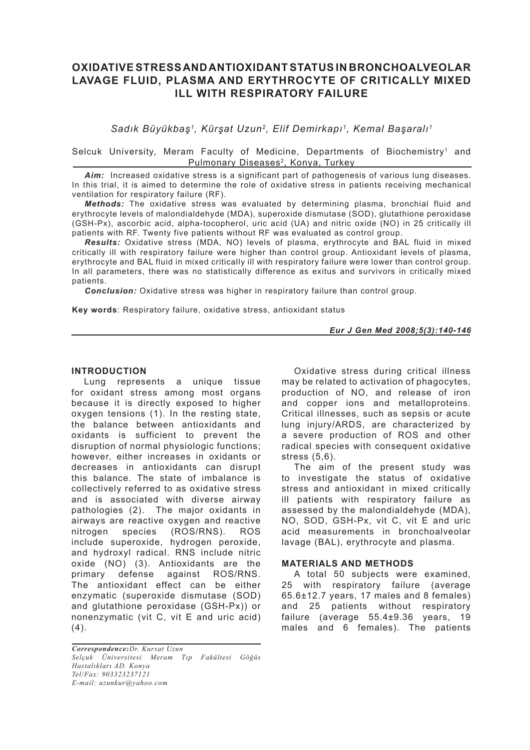# OXIDATIVE STRESS AND ANTIOXIDANT STATUS IN BRONCHOALVEOLAR LAVAGE FLUID, PLASMA AND ERYTHROCYTE OF CRITICALLY MIXED ILL WITH RESPIRATORY FAILURE

*Sadık Büyükbaş[1], Kürşat Uzun[2], Elif Demirkapı[1], Kemal Başaralı[1]*

Selcuk University, Meram Faculty of Medicine, Departments of Biochemistry[1] and Pulmonary Diseases[2], Konya, Turkey

***Aim:*** Increased oxidative stress is a significant part of pathogenesis of various lung diseases. In this trial, it is aimed to determine the role of oxidative stress in patients receiving mechanical ventilation for respiratory failure (RF).

***Methods:*** The oxidative stress was evaluated by determining plasma, bronchial fluid and erythrocyte levels of malondialdehyde (MDA), superoxide dismutase (SOD), glutathione peroxidase (GSH-Px), ascorbic acid, alpha-tocopherol, uric acid (UA) and nitric oxide (NO) in 25 critically ill patients with RF. Twenty five patients without RF was evaluated as control group.

***Results:*** Oxidative stress (MDA, NO) levels of plasma, erythrocyte and BAL fluid in mixed critically ill with respiratory failure were higher than control group. Antioxidant levels of plasma, erythrocyte and BAL fluid in mixed critically ill with respiratory failure were lower than control group. In all parameters, there was no statistically difference as exitus and survivors in critically mixed patients.

***Conclusion:*** Oxidative stress was higher in respiratory failure than control group.

**Key words**: Respiratory failure, oxidative stress, antioxidant status

## INTRODUCTION

Lung represents a unique tissue for oxidant stress among most organs because it is directly exposed to higher oxygen tensions (1). In the resting state, the balance between antioxidants and oxidants is sufficient to prevent the disruption of normal physiologic functions; however, either increases in oxidants or decreases in antioxidants can disrupt this balance. The state of imbalance is collectively referred to as oxidative stress and is associated with diverse airway pathologies (2). The major oxidants in airways are reactive oxygen and reactive nitrogen species (ROS/RNS). ROS include superoxide, hydrogen peroxide, and hydroxyl radical. RNS include nitric oxide (NO) (3). Antioxidants are the primary defense against ROS/RNS. The antioxidant effect can be either enzymatic (superoxide dismutase (SOD) and glutathione peroxidase (GSH-Px)) or nonenzymatic (vit C, vit E and uric acid) (4).

Oxidative stress during critical illness may be related to activation of phagocytes, production of NO, and release of iron and copper ions and metalloproteins. Critical illnesses, such as sepsis or acute lung injury/ARDS, are characterized by a severe production of ROS and other radical species with consequent oxidative stress (5,6).

The aim of the present study was to investigate the status of oxidative stress and antioxidant in mixed critically ill patients with respiratory failure as assessed by the malondialdehyde (MDA), NO, SOD, GSH-Px, vit C, vit E and uric acid measurements in bronchoalveolar lavage (BAL), erythrocyte and plasma.

## MATERIALS AND METHODS

A total 50 subjects were examined, 25 with respiratory failure (average 65.6±12.7 years, 17 males and 8 females) and 25 patients without respiratory failure (average 55.4±9.36 years, 19 males and 6 females). The patients

*Correspondence: Dr. Kursat Uzun*
*Selçuk Üniversitesi Meram Tıp Fakültesi Göğüs Hastalıkları AD. Konya*
*Tel/Fax: 903323237121*
*E-mail: uzunkur@yahoo.com*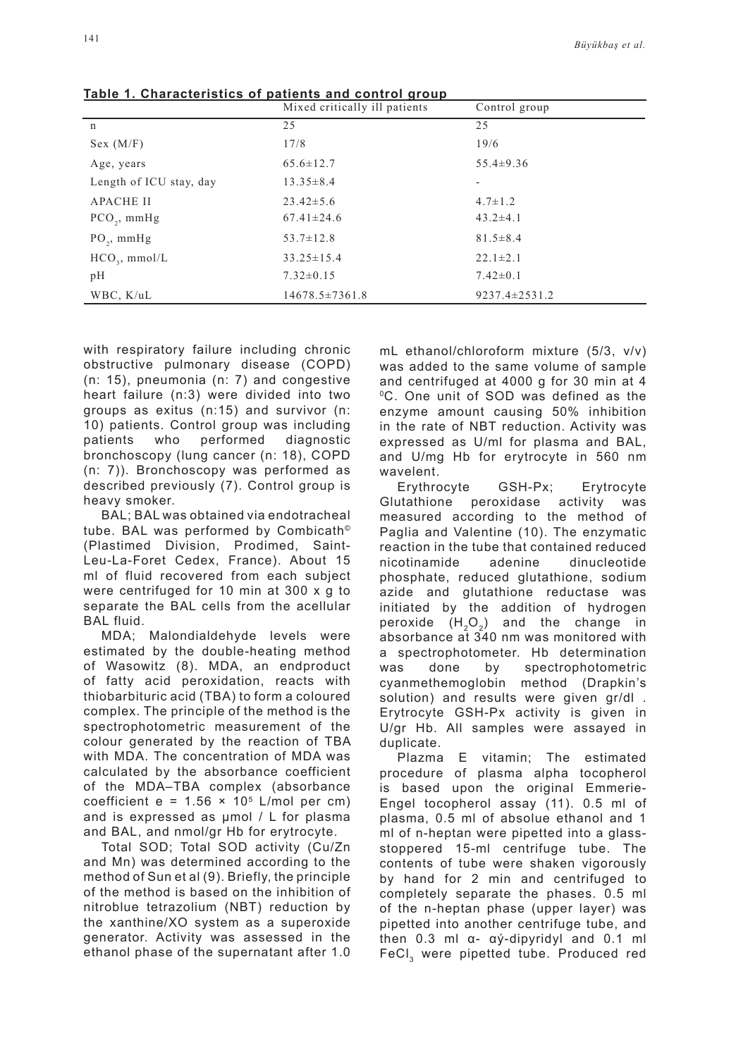**Table 1. Characteristics of patients and control group**

| | Mixed critically ill patients | Control group |
|---|---|---|
| n | 25 | 25 |
| Sex (M/F) | 17/8 | 19/6 |
| Age, years | 65.6±12.7 | 55.4±9.36 |
| Length of ICU stay, day | 13.35±8.4 | - |
| APACHE II | 23.42±5.6 | 4.7±1.2 |
| $PCO_2$, mmHg | 67.41±24.6 | 43.2±4.1 |
| $PO_2$, mmHg | 53.7±12.8 | 81.5±8.4 |
| $HCO_3$, mmol/L | 33.25±15.4 | 22.1±2.1 |
| pH | 7.32±0.15 | 7.42±0.1 |
| WBC, K/uL | 14678.5±7361.8 | 9237.4±2531.2 |

with respiratory failure including chronic obstructive pulmonary disease (COPD) (n: 15), pneumonia (n: 7) and congestive heart failure (n:3) were divided into two groups as exitus (n:15) and survivor (n: 10) patients. Control group was including patients who performed diagnostic bronchoscopy (lung cancer (n: 18), COPD (n: 7)). Bronchoscopy was performed as described previously (7). Control group is heavy smoker.

BAL; BAL was obtained via endotracheal tube. BAL was performed by Combicath© (Plastimed Division, Prodimed, Saint-Leu-La-Foret Cedex, France). About 15 ml of fluid recovered from each subject were centrifuged for 10 min at 300 x g to separate the BAL cells from the acellular BAL fluid.

MDA; Malondialdehyde levels were estimated by the double-heating method of Wasowitz (8). MDA, an endproduct of fatty acid peroxidation, reacts with thiobarbituric acid (TBA) to form a coloured complex. The principle of the method is the spectrophotometric measurement of the colour generated by the reaction of TBA with MDA. The concentration of MDA was calculated by the absorbance coefficient of the MDA–TBA complex (absorbance coefficient $e = 1.56 \times 10^5$ L/mol per cm) and is expressed as µmol / L for plasma and BAL, and nmol/gr Hb for erytrocyte.

Total SOD; Total SOD activity (Cu/Zn and Mn) was determined according to the method of Sun et al (9). Briefly, the principle of the method is based on the inhibition of nitroblue tetrazolium (NBT) reduction by the xanthine/XO system as a superoxide generator. Activity was assessed in the ethanol phase of the supernatant after 1.0 mL ethanol/chloroform mixture (5/3, v/v) was added to the same volume of sample and centrifuged at 4000 g for 30 min at 4 $^0$C. One unit of SOD was defined as the enzyme amount causing 50% inhibition in the rate of NBT reduction. Activity was expressed as U/ml for plasma and BAL, and U/mg Hb for erytrocyte in 560 nm wavelent.

Erythrocyte GSH-Px; Erytrocyte Glutathione peroxidase activity was measured according to the method of Paglia and Valentine (10). The enzymatic reaction in the tube that contained reduced nicotinamide adenine dinucleotide phosphate, reduced glutathione, sodium azide and glutathione reductase was initiated by the addition of hydrogen peroxide ($H_2O_2$) and the change in absorbance at 340 nm was monitored with a spectrophotometer. Hb determination was done by spectrophotometric cyanmethemoglobin method (Drapkin's solution) and results were given gr/dl . Erytrocyte GSH-Px activity is given in U/gr Hb. All samples were assayed in duplicate.

Plazma E vitamin; The estimated procedure of plasma alpha tocopherol is based upon the original Emmerie-Engel tocopherol assay (11). 0.5 ml of plasma, 0.5 ml of absolue ethanol and 1 ml of n-heptan were pipetted into a glass-stoppered 15-ml centrifuge tube. The contents of tube were shaken vigorously by hand for 2 min and centrifuged to completely separate the phases. 0.5 ml of the n-heptan phase (upper layer) was pipetted into another centrifuge tube, and then 0.3 ml α- αý-dipyridyl and 0.1 ml $FeCl_3$ were pipetted tube. Produced red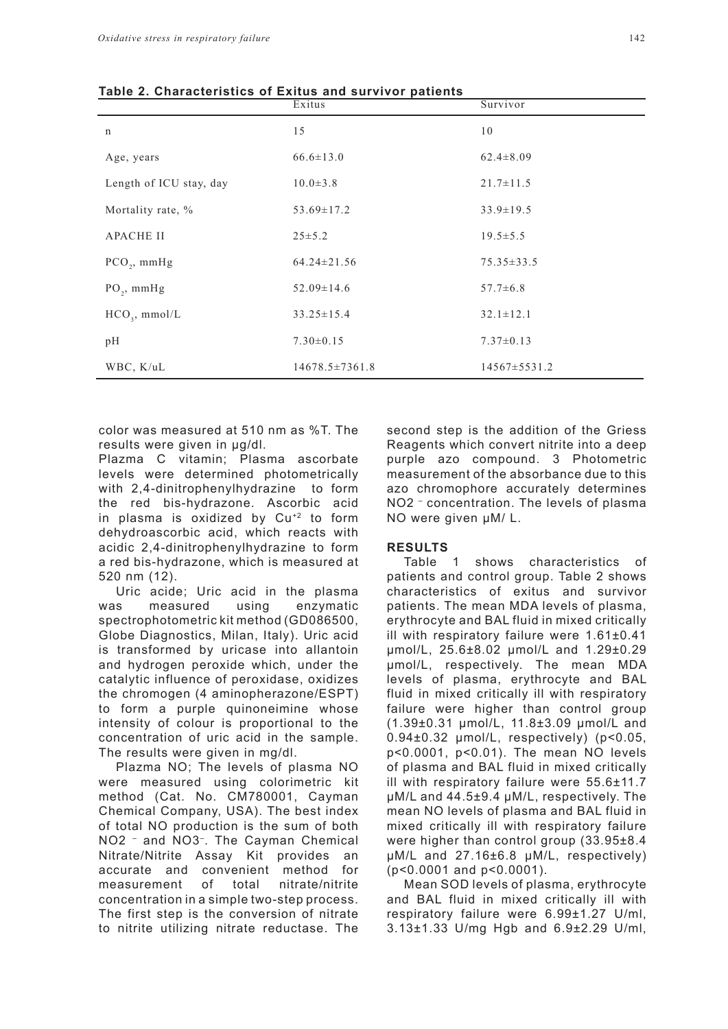**Table 2. Characteristics of Exitus and survivor patients**

| | Exitus | Survivor |
|---|---|---|
| n | 15 | 10 |
| Age, years | 66.6±13.0 | 62.4±8.09 |
| Length of ICU stay, day | 10.0±3.8 | 21.7±11.5 |
| Mortality rate, % | 53.69±17.2 | 33.9±19.5 |
| APACHE II | 25±5.2 | 19.5±5.5 |
| $PCO_2$, mmHg | 64.24±21.56 | 75.35±33.5 |
| $PO_2$, mmHg | 52.09±14.6 | 57.7±6.8 |
| $HCO_3$, mmol/L | 33.25±15.4 | 32.1±12.1 |
| pH | 7.30±0.15 | 7.37±0.13 |
| WBC, K/uL | 14678.5±7361.8 | 14567±5531.2 |

color was measured at 510 nm as %T. The results were given in µg/dl.

Plazma C vitamin; Plasma ascorbate levels were determined photometrically with 2,4-dinitrophenylhydrazine to form the red bis-hydrazone. Ascorbic acid in plasma is oxidized by $Cu^{+2}$ to form dehydroascorbic acid, which reacts with acidic 2,4-dinitrophenylhydrazine to form a red bis-hydrazone, which is measured at 520 nm (12).

Uric acide; Uric acid in the plasma was measured using enzymatic spectrophotometric kit method (GD086500, Globe Diagnostics, Milan, Italy). Uric acid is transformed by uricase into allantoin and hydrogen peroxide which, under the catalytic influence of peroxidase, oxidizes the chromogen (4 aminopherazone/ESPT) to form a purple quinoneimine whose intensity of colour is proportional to the concentration of uric acid in the sample. The results were given in mg/dl.

Plazma NO; The levels of plasma NO were measured using colorimetric kit method (Cat. No. CM780001, Cayman Chemical Company, USA). The best index of total NO production is the sum of both $NO2^-$ and $NO3^-$. The Cayman Chemical Nitrate/Nitrite Assay Kit provides an accurate and convenient method for measurement of total nitrate/nitrite concentration in a simple two-step process. The first step is the conversion of nitrate to nitrite utilizing nitrate reductase. The second step is the addition of the Griess Reagents which convert nitrite into a deep purple azo compound. 3 Photometric measurement of the absorbance due to this azo chromophore accurately determines $NO2^-$ concentration. The levels of plasma NO were given µM/ L.

## RESULTS

Table 1 shows characteristics of patients and control group. Table 2 shows characteristics of exitus and survivor patients. The mean MDA levels of plasma, erythrocyte and BAL fluid in mixed critically ill with respiratory failure were 1.61±0.41 µmol/L, 25.6±8.02 µmol/L and 1.29±0.29 µmol/L, respectively. The mean MDA levels of plasma, erythrocyte and BAL fluid in mixed critically ill with respiratory failure were higher than control group (1.39±0.31 µmol/L, 11.8±3.09 µmol/L and 0.94±0.32 µmol/L, respectively) ($p<0.05$, $p<0.0001$, $p<0.01$). The mean NO levels of plasma and BAL fluid in mixed critically ill with respiratory failure were 55.6±11.7 µM/L and 44.5±9.4 µM/L, respectively. The mean NO levels of plasma and BAL fluid in mixed critically ill with respiratory failure were higher than control group (33.95±8.4 µM/L and 27.16±6.8 µM/L, respectively) ($p<0.0001$ and $p<0.0001$).

Mean SOD levels of plasma, erythrocyte and BAL fluid in mixed critically ill with respiratory failure were 6.99±1.27 U/ml, 3.13±1.33 U/mg Hgb and 6.9±2.29 U/ml,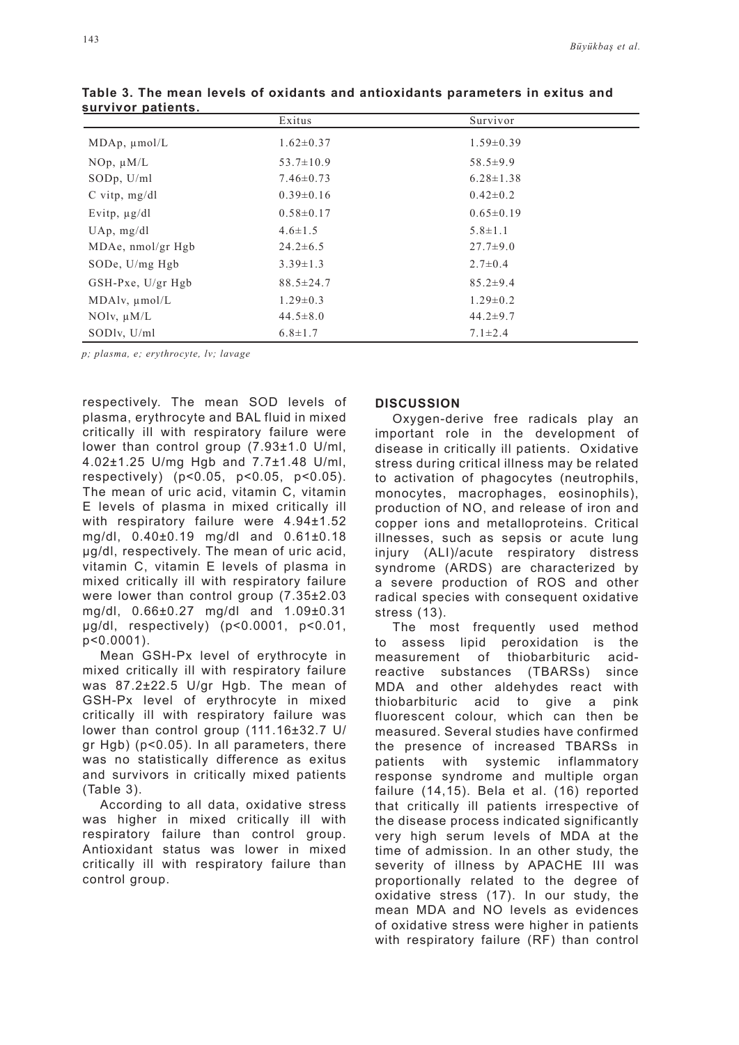**Table 3. The mean levels of oxidants and antioxidants parameters in exitus and survivor patients.**

| | Exitus | Survivor |
|---|---|---|
| MDAp, µmol/L | 1.62±0.37 | 1.59±0.39 |
| NOp, µM/L | 53.7±10.9 | 58.5±9.9 |
| SODp, U/ml | 7.46±0.73 | 6.28±1.38 |
| C vitp, mg/dl | 0.39±0.16 | 0.42±0.2 |
| Evitp, µg/dl | 0.58±0.17 | 0.65±0.19 |
| UAp, mg/dl | 4.6±1.5 | 5.8±1.1 |
| MDAe, nmol/gr Hgb | 24.2±6.5 | 27.7±9.0 |
| SODe, U/mg Hgb | 3.39±1.3 | 2.7±0.4 |
| GSH-Pxe, U/gr Hgb | 88.5±24.7 | 85.2±9.4 |
| MDAlv, µmol/L | 1.29±0.3 | 1.29±0.2 |
| NOlv, µM/L | 44.5±8.0 | 44.2±9.7 |
| SODlv, U/ml | 6.8±1.7 | 7.1±2.4 |

*p; plasma, e; erythrocyte, lv; lavage*

respectively. The mean SOD levels of plasma, erythrocyte and BAL fluid in mixed critically ill with respiratory failure were lower than control group (7.93±1.0 U/ml, 4.02±1.25 U/mg Hgb and 7.7±1.48 U/ml, respectively) ($p<0.05$, $p<0.05$, $p<0.05$). The mean of uric acid, vitamin C, vitamin E levels of plasma in mixed critically ill with respiratory failure were 4.94±1.52 mg/dl, 0.40±0.19 mg/dl and 0.61±0.18 µg/dl, respectively. The mean of uric acid, vitamin C, vitamin E levels of plasma in mixed critically ill with respiratory failure were lower than control group (7.35±2.03 mg/dl, 0.66±0.27 mg/dl and 1.09±0.31 µg/dl, respectively) ($p<0.0001$, $p<0.01$, $p<0.0001$).

Mean GSH-Px level of erythrocyte in mixed critically ill with respiratory failure was 87.2±22.5 U/gr Hgb. The mean of GSH-Px level of erythrocyte in mixed critically ill with respiratory failure was lower than control group (111.16±32.7 U/gr Hgb) ($p<0.05$). In all parameters, there was no statistically difference as exitus and survivors in critically mixed patients (Table 3).

According to all data, oxidative stress was higher in mixed critically ill with respiratory failure than control group. Antioxidant status was lower in mixed critically ill with respiratory failure than control group.

## DISCUSSION

Oxygen-derive free radicals play an important role in the development of disease in critically ill patients. Oxidative stress during critical illness may be related to activation of phagocytes (neutrophils, monocytes, macrophages, eosinophils), production of NO, and release of iron and copper ions and metalloproteins. Critical illnesses, such as sepsis or acute lung injury (ALI)/acute respiratory distress syndrome (ARDS) are characterized by a severe production of ROS and other radical species with consequent oxidative stress (13).

The most frequently used method to assess lipid peroxidation is the measurement of thiobarbituric acid-reactive substances (TBARSs) since MDA and other aldehydes react with thiobarbituric acid to give a pink fluorescent colour, which can then be measured. Several studies have confirmed the presence of increased TBARSs in patients with systemic inflammatory response syndrome and multiple organ failure (14,15). Bela et al. (16) reported that critically ill patients irrespective of the disease process indicated significantly very high serum levels of MDA at the time of admission. In an other study, the severity of illness by APACHE III was proportionally related to the degree of oxidative stress (17). In our study, the mean MDA and NO levels as evidences of oxidative stress were higher in patients with respiratory failure (RF) than control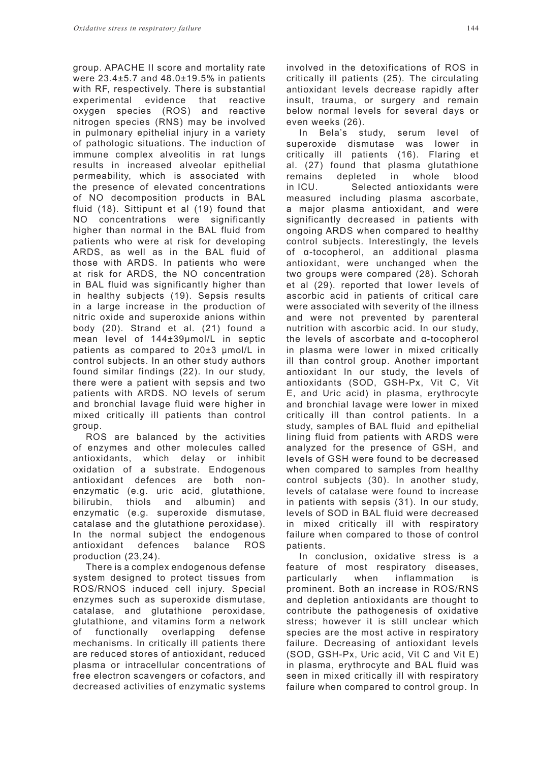group. APACHE II score and mortality rate were 23.4±5.7 and 48.0±19.5% in patients with RF, respectively. There is substantial experimental evidence that reactive oxygen species (ROS) and reactive nitrogen species (RNS) may be involved in pulmonary epithelial injury in a variety of pathologic situations. The induction of immune complex alveolitis in rat lungs results in increased alveolar epithelial permeability, which is associated with the presence of elevated concentrations of NO decomposition products in BAL fluid (18). Sittipunt et al (19) found that NO concentrations were significantly higher than normal in the BAL fluid from patients who were at risk for developing ARDS, as well as in the BAL fluid of those with ARDS. In patients who were at risk for ARDS, the NO concentration in BAL fluid was significantly higher than in healthy subjects (19). Sepsis results in a large increase in the production of nitric oxide and superoxide anions within body (20). Strand et al. (21) found a mean level of 144±39μmol/L in septic patients as compared to 20±3 μmol/L in control subjects. In an other study authors found similar findings (22). In our study, there were a patient with sepsis and two patients with ARDS. NO levels of serum and bronchial lavage fluid were higher in mixed critically ill patients than control group.

ROS are balanced by the activities of enzymes and other molecules called antioxidants, which delay or inhibit oxidation of a substrate. Endogenous antioxidant defences are both non-enzymatic (e.g. uric acid, glutathione, bilirubin, thiols and albumin) and enzymatic (e.g. superoxide dismutase, catalase and the glutathione peroxidase). In the normal subject the endogenous antioxidant defences balance ROS production (23,24).

There is a complex endogenous defense system designed to protect tissues from ROS/RNOS induced cell injury. Special enzymes such as superoxide dismutase, catalase, and glutathione peroxidase, glutathione, and vitamins form a network of functionally overlapping defense mechanisms. In critically ill patients there are reduced stores of antioxidant, reduced plasma or intracellular concentrations of free electron scavengers or cofactors, and decreased activities of enzymatic systems involved in the detoxifications of ROS in critically ill patients (25). The circulating antioxidant levels decrease rapidly after insult, trauma, or surgery and remain below normal levels for several days or even weeks (26).

In Bela's study, serum level of superoxide dismutase was lower in critically ill patients (16). Flaring et al. (27) found that plasma glutathione remains depleted in whole blood in ICU. Selected antioxidants were measured including plasma ascorbate, a major plasma antioxidant, and were significantly decreased in patients with ongoing ARDS when compared to healthy control subjects. Interestingly, the levels of α-tocopherol, an additional plasma antioxidant, were unchanged when the two groups were compared (28). Schorah et al (29). reported that lower levels of ascorbic acid in patients of critical care were associated with severity of the illness and were not prevented by parenteral nutrition with ascorbic acid. In our study, the levels of ascorbate and α-tocopherol in plasma were lower in mixed critically ill than control group. Another important antioxidant In our study, the levels of antioxidants (SOD, GSH-Px, Vit C, Vit E, and Uric acid) in plasma, erythrocyte and bronchial lavage were lower in mixed critically ill than control patients. In a study, samples of BAL fluid and epithelial lining fluid from patients with ARDS were analyzed for the presence of GSH, and levels of GSH were found to be decreased when compared to samples from healthy control subjects (30). In another study, levels of catalase were found to increase in patients with sepsis (31). In our study, levels of SOD in BAL fluid were decreased in mixed critically ill with respiratory failure when compared to those of control patients.

In conclusion, oxidative stress is a feature of most respiratory diseases, particularly when inflammation is prominent. Both an increase in ROS/RNS and depletion antioxidants are thought to contribute the pathogenesis of oxidative stress; however it is still unclear which species are the most active in respiratory failure. Decreasing of antioxidant levels (SOD, GSH-Px, Uric acid, Vit C and Vit E) in plasma, erythrocyte and BAL fluid was seen in mixed critically ill with respiratory failure when compared to control group. In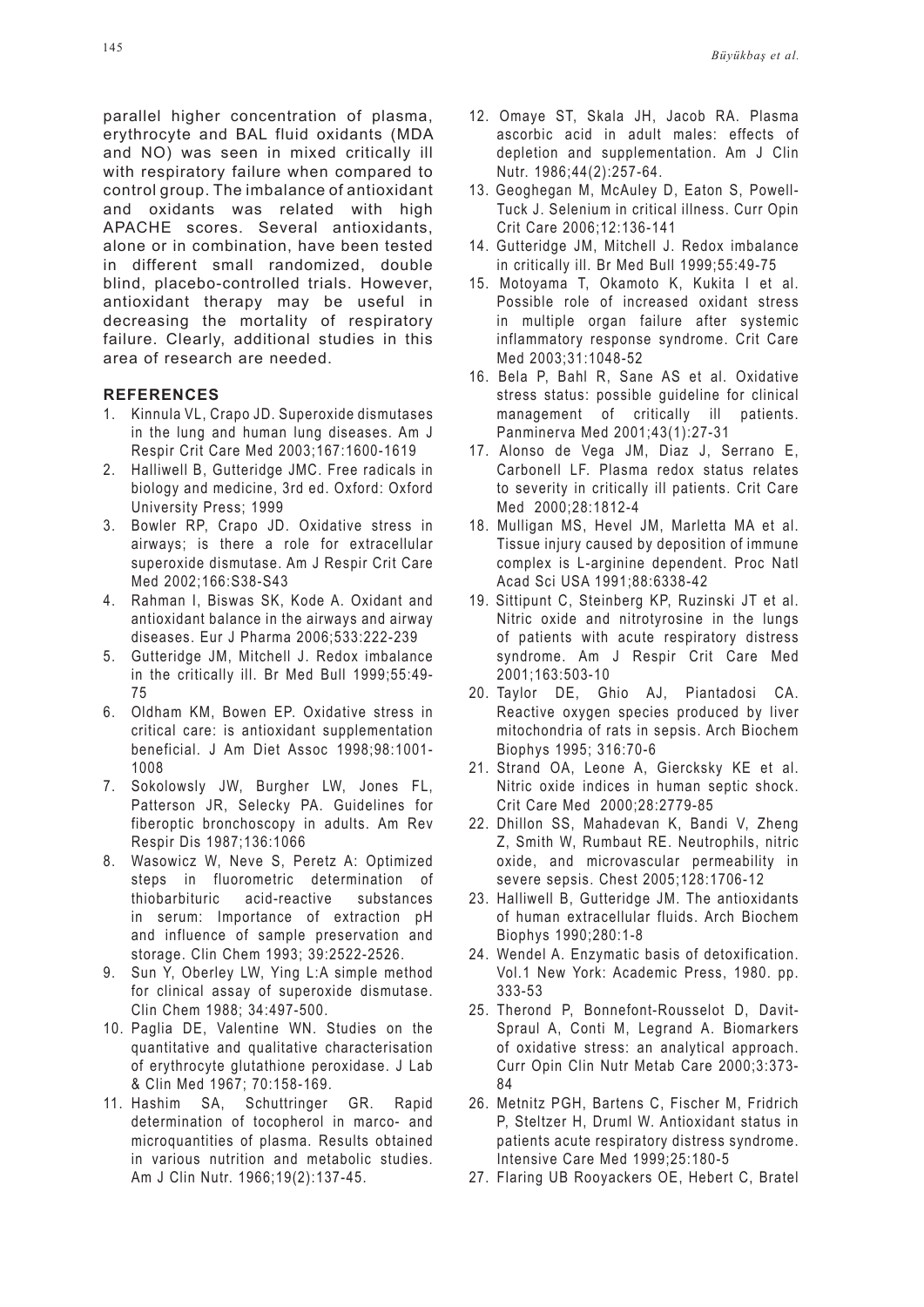parallel higher concentration of plasma, erythrocyte and BAL fluid oxidants (MDA and NO) was seen in mixed critically ill with respiratory failure when compared to control group. The imbalance of antioxidant and oxidants was related with high APACHE scores. Several antioxidants, alone or in combination, have been tested in different small randomized, double blind, placebo-controlled trials. However, antioxidant therapy may be useful in decreasing the mortality of respiratory failure. Clearly, additional studies in this area of research are needed.

## REFERENCES

1. Kinnula VL, Crapo JD. Superoxide dismutases in the lung and human lung diseases. Am J Respir Crit Care Med 2003;167:1600-1619
2. Halliwell B, Gutteridge JMC. Free radicals in biology and medicine, 3rd ed. Oxford: Oxford University Press; 1999
3. Bowler RP, Crapo JD. Oxidative stress in airways; is there a role for extracellular superoxide dismutase. Am J Respir Crit Care Med 2002;166:S38-S43
4. Rahman I, Biswas SK, Kode A. Oxidant and antioxidant balance in the airways and airway diseases. Eur J Pharma 2006;533:222-239
5. Gutteridge JM, Mitchell J. Redox imbalance in the critically ill. Br Med Bull 1999;55:49-75
6. Oldham KM, Bowen EP. Oxidative stress in critical care: is antioxidant supplementation beneficial. J Am Diet Assoc 1998;98:1001-1008
7. Sokolowsly JW, Burgher LW, Jones FL, Patterson JR, Selecky PA. Guidelines for fiberoptic bronchoscopy in adults. Am Rev Respir Dis 1987;136:1066
8. Wasowicz W, Neve S, Peretz A: Optimized steps in fluorometric determination of thiobarbituric acid-reactive substances in serum: Importance of extraction pH and influence of sample preservation and storage. Clin Chem 1993; 39:2522-2526.
9. Sun Y, Oberley LW, Ying L:A simple method for clinical assay of superoxide dismutase. Clin Chem 1988; 34:497-500.
10. Paglia DE, Valentine WN. Studies on the quantitative and qualitative characterisation of erythrocyte glutathione peroxidase. J Lab & Clin Med 1967; 70:158-169.
11. Hashim SA, Schuttringer GR. Rapid determination of tocopherol in marco- and microquantities of plasma. Results obtained in various nutrition and metabolic studies. Am J Clin Nutr. 1966;19(2):137-45.
12. Omaye ST, Skala JH, Jacob RA. Plasma ascorbic acid in adult males: effects of depletion and supplementation. Am J Clin Nutr. 1986;44(2):257-64.
13. Geoghegan M, McAuley D, Eaton S, Powell-Tuck J. Selenium in critical illness. Curr Opin Crit Care 2006;12:136-141
14. Gutteridge JM, Mitchell J. Redox imbalance in critically ill. Br Med Bull 1999;55:49-75
15. Motoyama T, Okamoto K, Kukita I et al. Possible role of increased oxidant stress in multiple organ failure after systemic inflammatory response syndrome. Crit Care Med 2003;31:1048-52
16. Bela P, Bahl R, Sane AS et al. Oxidative stress status: possible guideline for clinical management of critically ill patients. Panminerva Med 2001;43(1):27-31
17. Alonso de Vega JM, Diaz J, Serrano E, Carbonell LF. Plasma redox status relates to severity in critically ill patients. Crit Care Med 2000;28:1812-4
18. Mulligan MS, Hevel JM, Marletta MA et al. Tissue injury caused by deposition of immune complex is L-arginine dependent. Proc Natl Acad Sci USA 1991;88:6338-42
19. Sittipunt C, Steinberg KP, Ruzinski JT et al. Nitric oxide and nitrotyrosine in the lungs of patients with acute respiratory distress syndrome. Am J Respir Crit Care Med 2001;163:503-10
20. Taylor DE, Ghio AJ, Piantadosi CA. Reactive oxygen species produced by liver mitochondria of rats in sepsis. Arch Biochem Biophys 1995; 316:70-6
21. Strand OA, Leone A, Giercksky KE et al. Nitric oxide indices in human septic shock. Crit Care Med 2000;28:2779-85
22. Dhillon SS, Mahadevan K, Bandi V, Zheng Z, Smith W, Rumbaut RE. Neutrophils, nitric oxide, and microvascular permeability in severe sepsis. Chest 2005;128:1706-12
23. Halliwell B, Gutteridge JM. The antioxidants of human extracellular fluids. Arch Biochem Biophys 1990;280:1-8
24. Wendel A. Enzymatic basis of detoxification. Vol.1 New York: Academic Press, 1980. pp. 333-53
25. Therond P, Bonnefont-Rousselot D, Davit-Spraul A, Conti M, Legrand A. Biomarkers of oxidative stress: an analytical approach. Curr Opin Clin Nutr Metab Care 2000;3:373-84
26. Metnitz PGH, Bartens C, Fischer M, Fridrich P, Steltzer H, Druml W. Antioxidant status in patients acute respiratory distress syndrome. Intensive Care Med 1999;25:180-5
27. Flaring UB Rooyackers OE, Hebert C, Bratel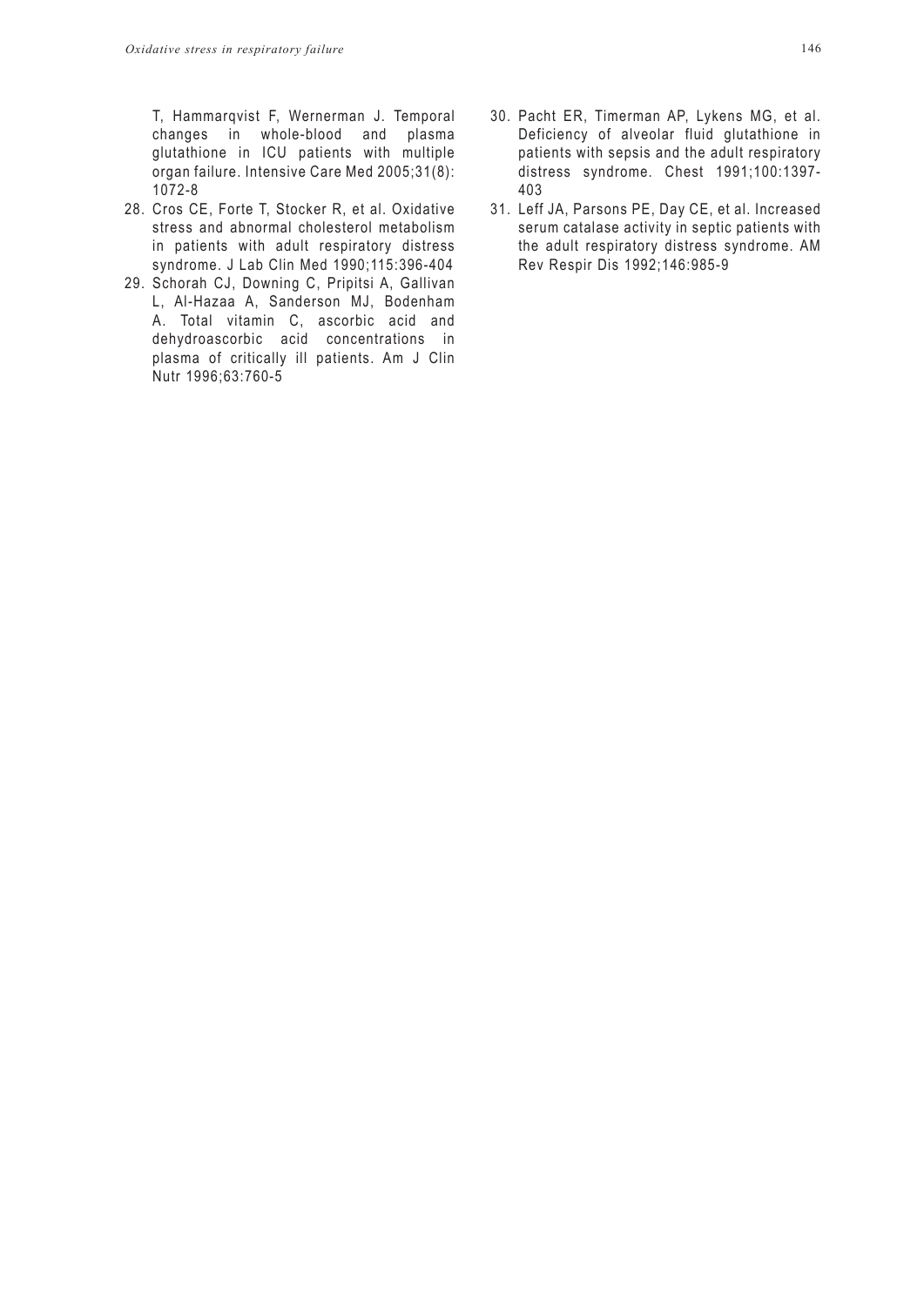T, Hammarqvist F, Wernerman J. Temporal changes in whole-blood and plasma glutathione in ICU patients with multiple organ failure. Intensive Care Med 2005;31(8): 1072-8

28. Cros CE, Forte T, Stocker R, et al. Oxidative stress and abnormal cholesterol metabolism in patients with adult respiratory distress syndrome. J Lab Clin Med 1990;115:396-404
29. Schorah CJ, Downing C, Pripitsi A, Gallivan L, Al-Hazaa A, Sanderson MJ, Bodenham A. Total vitamin C, ascorbic acid and dehydroascorbic acid concentrations in plasma of critically ill patients. Am J Clin Nutr 1996;63:760-5
30. Pacht ER, Timerman AP, Lykens MG, et al. Deficiency of alveolar fluid glutathione in patients with sepsis and the adult respiratory distress syndrome. Chest 1991;100:1397-403
31. Leff JA, Parsons PE, Day CE, et al. Increased serum catalase activity in septic patients with the adult respiratory distress syndrome. AM Rev Respir Dis 1992;146:985-9